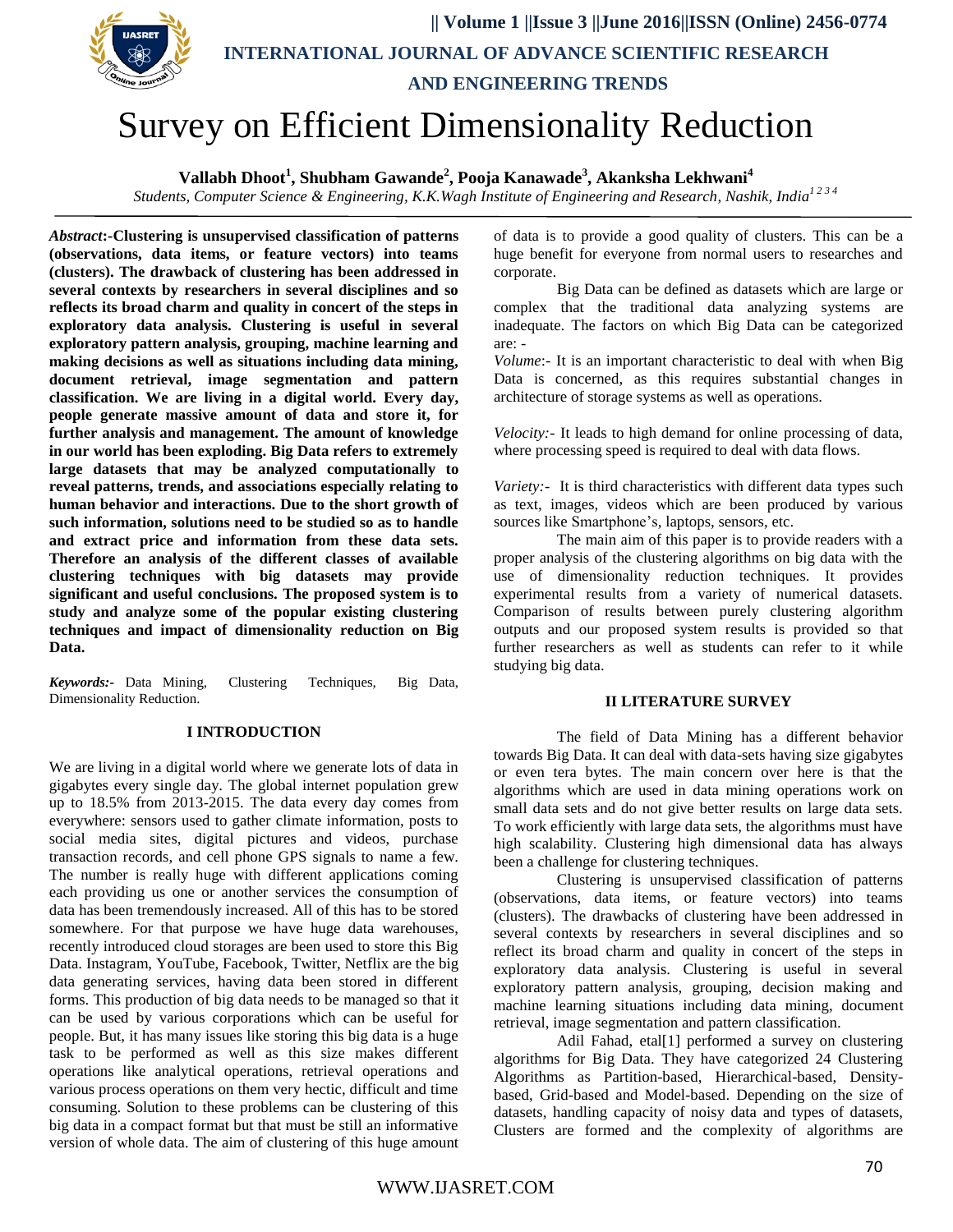# Survey on Efficient Dimensionality Reduction

**Vallabh Dhoot[1], Shubham Gawande[2], Pooja Kanawade[3], Akanksha Lekhwani[4]**

*Students, Computer Science & Engineering, K.K.Wagh Institute of Engineering and Research, Nashik, India[1 2 3 4]*

***Abstract*:-Clustering is unsupervised classification of patterns (observations, data items, or feature vectors) into teams (clusters). The drawback of clustering has been addressed in several contexts by researchers in several disciplines and so reflects its broad charm and quality in concert of the steps in exploratory data analysis. Clustering is useful in several exploratory pattern analysis, grouping, machine learning and making decisions as well as situations including data mining, document retrieval, image segmentation and pattern classification. We are living in a digital world. Every day, people generate massive amount of data and store it, for further analysis and management. The amount of knowledge in our world has been exploding. Big Data refers to extremely large datasets that may be analyzed computationally to reveal patterns, trends, and associations especially relating to human behavior and interactions. Due to the short growth of such information, solutions need to be studied so as to handle and extract price and information from these data sets. Therefore an analysis of the different classes of available clustering techniques with big datasets may provide significant and useful conclusions. The proposed system is to study and analyze some of the popular existing clustering techniques and impact of dimensionality reduction on Big Data.**

***Keywords:-*** Data Mining, Clustering Techniques, Big Data, Dimensionality Reduction.

## I INTRODUCTION

We are living in a digital world where we generate lots of data in gigabytes every single day. The global internet population grew up to 18.5% from 2013-2015. The data every day comes from everywhere: sensors used to gather climate information, posts to social media sites, digital pictures and videos, purchase transaction records, and cell phone GPS signals to name a few. The number is really huge with different applications coming each providing us one or another services the consumption of data has been tremendously increased. All of this has to be stored somewhere. For that purpose we have huge data warehouses, recently introduced cloud storages are been used to store this Big Data. Instagram, YouTube, Facebook, Twitter, Netflix are the big data generating services, having data been stored in different forms. This production of big data needs to be managed so that it can be used by various corporations which can be useful for people. But, it has many issues like storing this big data is a huge task to be performed as well as this size makes different operations like analytical operations, retrieval operations and various process operations on them very hectic, difficult and time consuming. Solution to these problems can be clustering of this big data in a compact format but that must be still an informative version of whole data. The aim of clustering of this huge amount of data is to provide a good quality of clusters. This can be a huge benefit for everyone from normal users to researches and corporate.

Big Data can be defined as datasets which are large or complex that the traditional data analyzing systems are inadequate. The factors on which Big Data can be categorized are: -

*Volume*:- It is an important characteristic to deal with when Big Data is concerned, as this requires substantial changes in architecture of storage systems as well as operations.

*Velocity:*- It leads to high demand for online processing of data, where processing speed is required to deal with data flows.

*Variety:*- It is third characteristics with different data types such as text, images, videos which are been produced by various sources like Smartphone's, laptops, sensors, etc.

The main aim of this paper is to provide readers with a proper analysis of the clustering algorithms on big data with the use of dimensionality reduction techniques. It provides experimental results from a variety of numerical datasets. Comparison of results between purely clustering algorithm outputs and our proposed system results is provided so that further researchers as well as students can refer to it while studying big data.

## II LITERATURE SURVEY

The field of Data Mining has a different behavior towards Big Data. It can deal with data-sets having size gigabytes or even tera bytes. The main concern over here is that the algorithms which are used in data mining operations work on small data sets and do not give better results on large data sets. To work efficiently with large data sets, the algorithms must have high scalability. Clustering high dimensional data has always been a challenge for clustering techniques.

Clustering is unsupervised classification of patterns (observations, data items, or feature vectors) into teams (clusters). The drawbacks of clustering have been addressed in several contexts by researchers in several disciplines and so reflect its broad charm and quality in concert of the steps in exploratory data analysis. Clustering is useful in several exploratory pattern analysis, grouping, decision making and machine learning situations including data mining, document retrieval, image segmentation and pattern classification.

Adil Fahad, etal[1] performed a survey on clustering algorithms for Big Data. They have categorized 24 Clustering Algorithms as Partition-based, Hierarchical-based, Density-based, Grid-based and Model-based. Depending on the size of datasets, handling capacity of noisy data and types of datasets, Clusters are formed and the complexity of algorithms are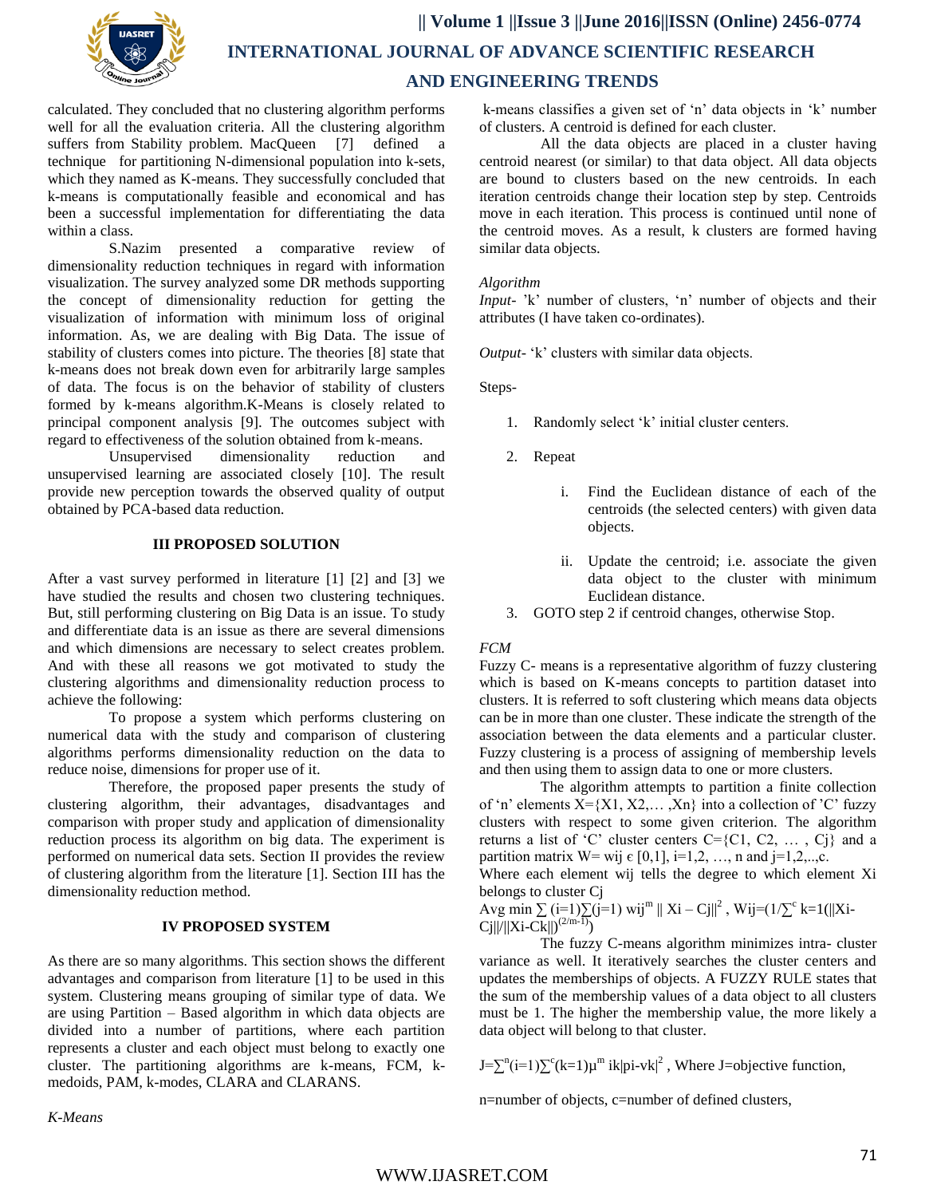calculated. They concluded that no clustering algorithm performs well for all the evaluation criteria. All the clustering algorithm suffers from Stability problem. MacQueen [7] defined a technique for partitioning N-dimensional population into k-sets, which they named as K-means. They successfully concluded that k-means is computationally feasible and economical and has been a successful implementation for differentiating the data within a class.

S.Nazim presented a comparative review of dimensionality reduction techniques in regard with information visualization. The survey analyzed some DR methods supporting the concept of dimensionality reduction for getting the visualization of information with minimum loss of original information. As, we are dealing with Big Data. The issue of stability of clusters comes into picture. The theories [8] state that k-means does not break down even for arbitrarily large samples of data. The focus is on the behavior of stability of clusters formed by k-means algorithm.K-Means is closely related to principal component analysis [9]. The outcomes subject with regard to effectiveness of the solution obtained from k-means.

Unsupervised dimensionality reduction and unsupervised learning are associated closely [10]. The result provide new perception towards the observed quality of output obtained by PCA-based data reduction.

## III PROPOSED SOLUTION

After a vast survey performed in literature [1] [2] and [3] we have studied the results and chosen two clustering techniques. But, still performing clustering on Big Data is an issue. To study and differentiate data is an issue as there are several dimensions and which dimensions are necessary to select creates problem. And with these all reasons we got motivated to study the clustering algorithms and dimensionality reduction process to achieve the following:

To propose a system which performs clustering on numerical data with the study and comparison of clustering algorithms performs dimensionality reduction on the data to reduce noise, dimensions for proper use of it.

Therefore, the proposed paper presents the study of clustering algorithm, their advantages, disadvantages and comparison with proper study and application of dimensionality reduction process its algorithm on big data. The experiment is performed on numerical data sets. Section II provides the review of clustering algorithm from the literature [1]. Section III has the dimensionality reduction method.

## IV PROPOSED SYSTEM

As there are so many algorithms. This section shows the different advantages and comparison from literature [1] to be used in this system. Clustering means grouping of similar type of data. We are using Partition – Based algorithm in which data objects are divided into a number of partitions, where each partition represents a cluster and each object must belong to exactly one cluster. The partitioning algorithms are k-means, FCM, k-medoids, PAM, k-modes, CLARA and CLARANS.

*K-Means*

k-means classifies a given set of 'n' data objects in 'k' number of clusters. A centroid is defined for each cluster.

All the data objects are placed in a cluster having centroid nearest (or similar) to that data object. All data objects are bound to clusters based on the new centroids. In each iteration centroids change their location step by step. Centroids move in each iteration. This process is continued until none of the centroid moves. As a result, k clusters are formed having similar data objects.

*Algorithm*

*Input*- 'k' number of clusters, 'n' number of objects and their attributes (I have taken co-ordinates).

*Output*- 'k' clusters with similar data objects.

Steps-

1. Randomly select 'k' initial cluster centers.
2. Repeat
   i. Find the Euclidean distance of each of the centroids (the selected centers) with given data objects.
   ii. Update the centroid; i.e. associate the given data object to the cluster with minimum Euclidean distance.
3. GOTO step 2 if centroid changes, otherwise Stop.

*FCM*

Fuzzy C- means is a representative algorithm of fuzzy clustering which is based on K-means concepts to partition dataset into clusters. It is referred to soft clustering which means data objects can be in more than one cluster. These indicate the strength of the association between the data elements and a particular cluster. Fuzzy clustering is a process of assigning of membership levels and then using them to assign data to one or more clusters.

The algorithm attempts to partition a finite collection of 'n' elements X={X1, X2,… ,Xn} into a collection of 'C' fuzzy clusters with respect to some given criterion. The algorithm returns a list of 'C' cluster centers C={C1, C2, … , Cj} and a partition matrix W= wij $\in$ [0,1], i=1,2, …, n and j=1,2,..,c.

Where each element wij tells the degree to which element Xi belongs to cluster Cj

Avg min $\sum$ (i=1)$\sum$(j=1) $wij^m$ $\| Xi - Cj\|^2$ , Wij=(1/$\sum^c$ k=1(||Xi-Cj||/||Xi-Ck||)$^{(2/m-1)}$)

The fuzzy C-means algorithm minimizes intra- cluster variance as well. It iteratively searches the cluster centers and updates the memberships of objects. A FUZZY RULE states that the sum of the membership values of a data object to all clusters must be 1. The higher the membership value, the more likely a data object will belong to that cluster.

J=$\sum^n$(i=1)$\sum^c$(k=1)$\mu^m$ ik|pi-vk|$^2$ , Where J=objective function,

n=number of objects, c=number of defined clusters,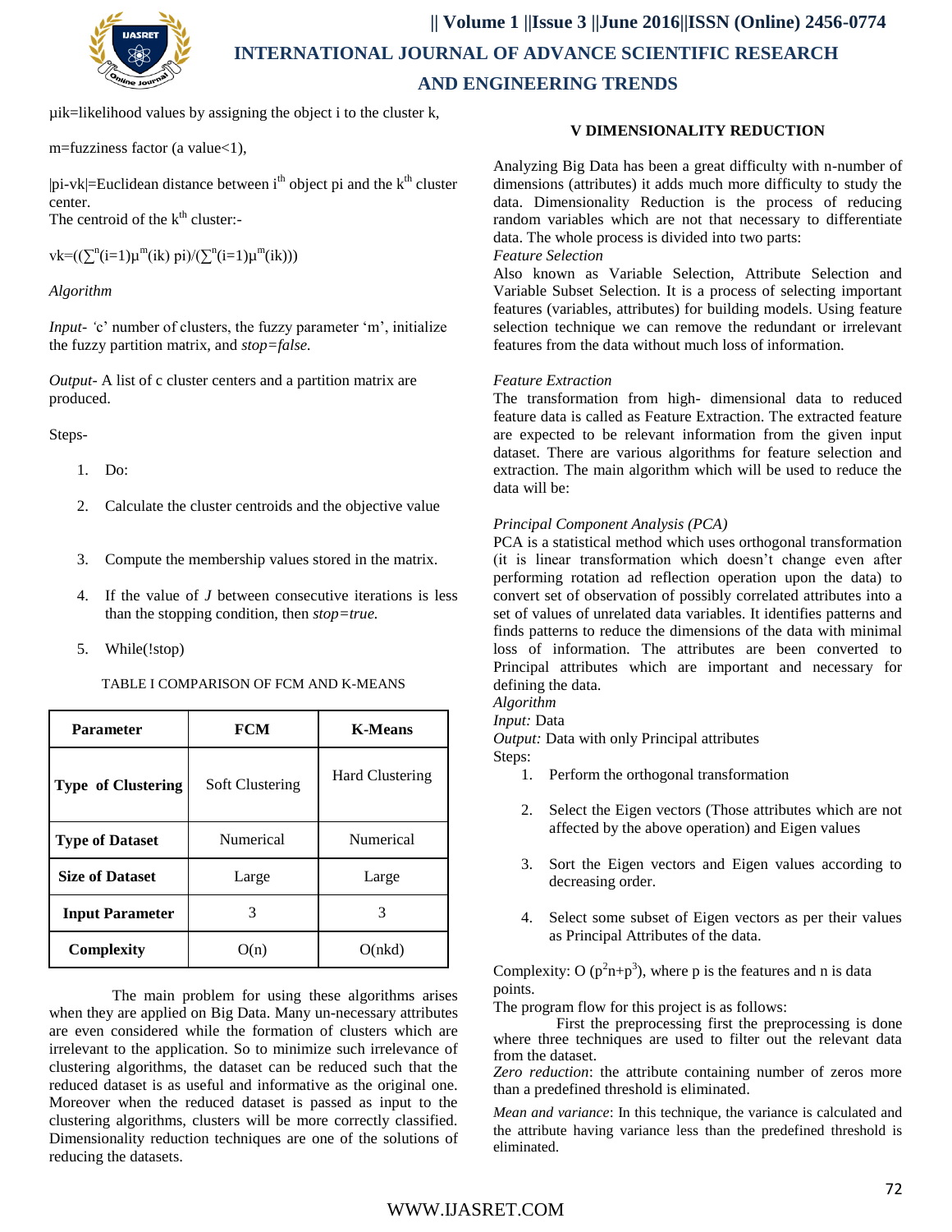µik=likelihood values by assigning the object i to the cluster k,

m=fuzziness factor (a value<1),

|pi-vk|=Euclidean distance between $i^{th}$ object pi and the $k^{th}$ cluster center.
The centroid of the $k^{th}$ cluster:-

$$vk=((\sum^{n}(i=1)\mu^{m}(ik)\ pi)/(\sum^{n}(i=1)\mu^{m}(ik)))$$

*Algorithm*

*Input-* 'c' number of clusters, the fuzzy parameter 'm', initialize the fuzzy partition matrix, and *stop=false.*

*Output-* A list of c cluster centers and a partition matrix are produced.

Steps-

1. Do:
2. Calculate the cluster centroids and the objective value
3. Compute the membership values stored in the matrix.
4. If the value of *J* between consecutive iterations is less than the stopping condition, then *stop=true.*
5. While(!stop)

TABLE I COMPARISON OF FCM AND K-MEANS

| Parameter | FCM | K-Means |
|---|---|---|
| **Type of Clustering** | Soft Clustering | Hard Clustering |
| **Type of Dataset** | Numerical | Numerical |
| **Size of Dataset** | Large | Large |
| **Input Parameter** | 3 | 3 |
| **Complexity** | O(n) | O(nkd) |

The main problem for using these algorithms arises when they are applied on Big Data. Many un-necessary attributes are even considered while the formation of clusters which are irrelevant to the application. So to minimize such irrelevance of clustering algorithms, the dataset can be reduced such that the reduced dataset is as useful and informative as the original one. Moreover when the reduced dataset is passed as input to the clustering algorithms, clusters will be more correctly classified. Dimensionality reduction techniques are one of the solutions of reducing the datasets.

## V DIMENSIONALITY REDUCTION

Analyzing Big Data has been a great difficulty with n-number of dimensions (attributes) it adds much more difficulty to study the data. Dimensionality Reduction is the process of reducing random variables which are not that necessary to differentiate data. The whole process is divided into two parts:

*Feature Selection*

Also known as Variable Selection, Attribute Selection and Variable Subset Selection. It is a process of selecting important features (variables, attributes) for building models. Using feature selection technique we can remove the redundant or irrelevant features from the data without much loss of information.

*Feature Extraction*

The transformation from high- dimensional data to reduced feature data is called as Feature Extraction. The extracted feature are expected to be relevant information from the given input dataset. There are various algorithms for feature selection and extraction. The main algorithm which will be used to reduce the data will be:

*Principal Component Analysis (PCA)*

PCA is a statistical method which uses orthogonal transformation (it is linear transformation which doesn't change even after performing rotation ad reflection operation upon the data) to convert set of observation of possibly correlated attributes into a set of values of unrelated data variables. It identifies patterns and finds patterns to reduce the dimensions of the data with minimal loss of information. The attributes are been converted to Principal attributes which are important and necessary for defining the data.

*Algorithm*

*Input:* Data

*Output:* Data with only Principal attributes

Steps:

1. Perform the orthogonal transformation
2. Select the Eigen vectors (Those attributes which are not affected by the above operation) and Eigen values
3. Sort the Eigen vectors and Eigen values according to decreasing order.
4. Select some subset of Eigen vectors as per their values as Principal Attributes of the data.

Complexity: O ($p^2n+p^3$), where p is the features and n is data points.

The program flow for this project is as follows:

First the preprocessing first the preprocessing is done where three techniques are used to filter out the relevant data from the dataset.

*Zero reduction*: the attribute containing number of zeros more than a predefined threshold is eliminated.

*Mean and variance*: In this technique, the variance is calculated and the attribute having variance less than the predefined threshold is eliminated.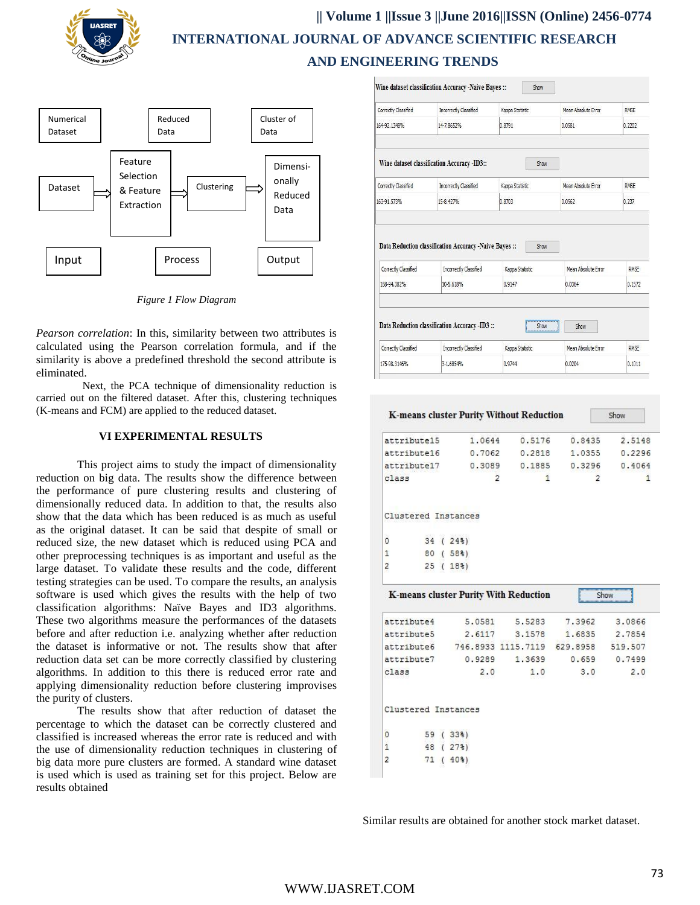| Numerical Dataset | | Reduced Data | | Cluster of Data |
|---|---|---|---|---|
| Dataset | ⇒ Feature Selection & Feature Extraction | ⇒ Clustering | ⇒ Dimensionally Reduced Data | |
| Input | | Process | | Output |

*Figure 1 Flow Diagram*

*Pearson correlation*: In this, similarity between two attributes is calculated using the Pearson correlation formula, and if the similarity is above a predefined threshold the second attribute is eliminated.

Next, the PCA technique of dimensionality reduction is carried out on the filtered dataset. After this, clustering techniques (K-means and FCM) are applied to the reduced dataset.

## VI EXPERIMENTAL RESULTS

This project aims to study the impact of dimensionality reduction on big data. The results show the difference between the performance of pure clustering results and clustering of dimensionally reduced data. In addition to that, the results also show that the data which has been reduced is as much as useful as the original dataset. It can be said that despite of small or reduced size, the new dataset which is reduced using PCA and other preprocessing techniques is as important and useful as the large dataset. To validate these results and the code, different testing strategies can be used. To compare the results, an analysis software is used which gives the results with the help of two classification algorithms: Naïve Bayes and ID3 algorithms. These two algorithms measure the performances of the datasets before and after reduction i.e. analyzing whether after reduction the dataset is informative or not. The results show that after reduction data set can be more correctly classified by clustering algorithms. In addition to this there is reduced error rate and applying dimensionality reduction before clustering improvises the purity of clusters.

The results show that after reduction of dataset the percentage to which the dataset can be correctly clustered and classified is increased whereas the error rate is reduced and with the use of dimensionality reduction techniques in clustering of big data more pure clusters are formed. A standard wine dataset is used which is used as training set for this project. Below are results obtained

**Wine dataset classification Accuracy -Naive Bayes ::** Show

| Correctly Classified | Incorrectly Classified | Kappa Statistic | Mean Absolute Error | RMSE |
|---|---|---|---|---|
| 164-92.1348% | 14-7.8652% | 0.8791 | 0.0581 | 0.2202 |

**Wine dataset classification Accuracy -ID3::** Show

| Correctly Classified | Incorrectly Classified | Kappa Statistic | Mean Absolute Error | RMSE |
|---|---|---|---|---|
| 163-91.573% | 15-8.427% | 0.8703 | 0.0562 | 0.237 |

**Data Reduction classification Accuracy -Naive Bayes ::** Show

| Correctly Classified | Incorrectly Classified | Kappa Statistic | Mean Absolute Error | RMSE |
|---|---|---|---|---|
| 168-94.382% | 10-5.618% | 0.9147 | 0.0364 | 0.1572 |

**Data Reduction classification Accuracy -ID3 ::** Show Show

| Correctly Classified | Incorrectly Classified | Kappa Statistic | Mean Absolute Error | RMSE |
|---|---|---|---|---|
| 175-98.3146% | 3-1.6854% | 0.9744 | 0.0204 | 0.1011 |

**K-means cluster Purity Without Reduction** Show

```
attribute15    1.0644   0.5176   0.8435   2.5148
attribute16    0.7062   0.2818   1.0355   0.2296
attribute17    0.3089   0.1885   0.3296   0.4064
class               2        1        2        1

Clustered Instances

0      34 ( 24%)
1      80 ( 58%)
2      25 ( 18%)
```

**K-means cluster Purity With Reduction** Show

```
attribute4      5.0581    5.5283    7.3962    3.0866
attribute5      2.6117    3.1578    1.6835    2.7854
attribute6    746.8933 1115.7119  629.8958   519.507
attribute7      0.9289    1.3639     0.659    0.7499
class              2.0       1.0       3.0       2.0

Clustered Instances

0      59 ( 33%)
1      48 ( 27%)
2      71 ( 40%)
```

Similar results are obtained for another stock market dataset.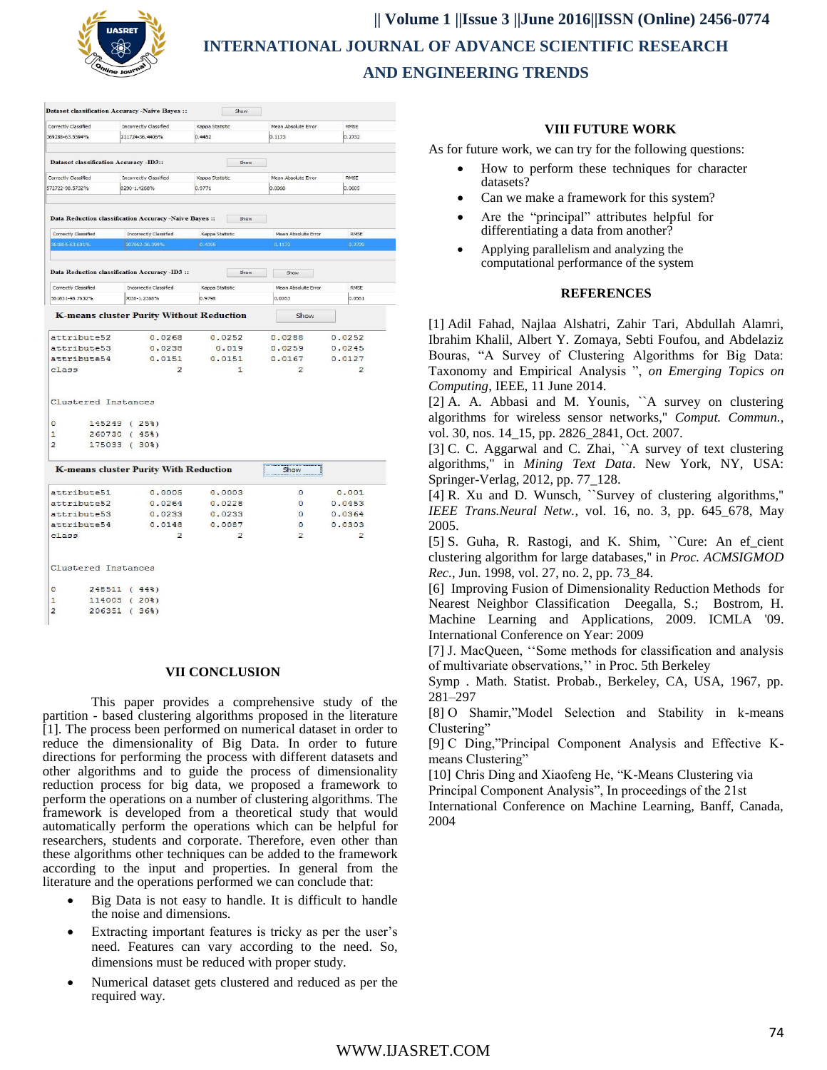**Dataset classification Accuracy -Naive Bayes ::** Show

| Correctly Classified | Incorrectly Classified | Kappa Statistic | Mean Absolute Error | RMSE |
|---|---|---|---|---|
| 369288=63.5594% | 211724=36.4406% | 0.4452 | 0.1173 | 0.2732 |

**Dataset classification Accuracy -ID3::** Show

| Correctly Classified | Incorrectly Classified | Kappa Statistic | Mean Absolute Error | RMSE |
|---|---|---|---|---|
| 572722=98.5732% | 8290=1.4268% | 0.9771 | 0.0068 | 0.0605 |

**Data Reduction classification Accuracy -Naive Bayes ::** Show

| Correctly Classified | Incorrectly Classified | Kappa Statistic | Mean Absolute Error | RMSE |
|---|---|---|---|---|
| 361885=63.601% | 207062=36.399% | 0.4395 | 0.1172 | 0.2729 |

**Data Reduction classification Accuracy -ID3 ::** Show Show

| Correctly Classified | Incorrectly Classified | Kappa Statistic | Mean Absolute Error | RMSE |
|---|---|---|---|---|
| 561831=98.7632% | 7036=1.2368% | 0.9798 | 0.0063 | 0.0561 |

**K-means cluster Purity Without Reduction** Show

| | | | | |
|---|---|---|---|---|
| attribute52 | 0.0268 | 0.0252 | 0.0288 | 0.0252 |
| attribute53 | 0.0238 | 0.019 | 0.0259 | 0.0245 |
| attribute54 | 0.0151 | 0.0151 | 0.0167 | 0.0127 |
| class | 2 | 1 | 2 | 2 |

Clustered Instances

```
0      145249 ( 25%)
1      260730 ( 45%)
2      175033 ( 30%)
```

**K-means cluster Purity With Reduction** Show

| | | | | |
|---|---|---|---|---|
| attribute51 | 0.0005 | 0.0003 | 0 | 0.001 |
| attribute52 | 0.0264 | 0.0228 | 0 | 0.0453 |
| attribute53 | 0.0233 | 0.0233 | 0 | 0.0364 |
| attribute54 | 0.0148 | 0.0087 | 0 | 0.0303 |
| class | 2 | 2 | 2 | 2 |

Clustered Instances

```
0      248511 ( 44%)
1      114005 ( 20%)
2      206351 ( 36%)
```

## VII CONCLUSION

This paper provides a comprehensive study of the partition - based clustering algorithms proposed in the literature [1]. The process been performed on numerical dataset in order to reduce the dimensionality of Big Data. In order to future directions for performing the process with different datasets and other algorithms and to guide the process of dimensionality reduction process for big data, we proposed a framework to perform the operations on a number of clustering algorithms. The framework is developed from a theoretical study that would automatically perform the operations which can be helpful for researchers, students and corporate. Therefore, even other than these algorithms other techniques can be added to the framework according to the input and properties. In general from the literature and the operations performed we can conclude that:

- Big Data is not easy to handle. It is difficult to handle the noise and dimensions.
- Extracting important features is tricky as per the user's need. Features can vary according to the need. So, dimensions must be reduced with proper study.
- Numerical dataset gets clustered and reduced as per the required way.

## VIII FUTURE WORK

As for future work, we can try for the following questions:

- How to perform these techniques for character datasets?
- Can we make a framework for this system?
- Are the "principal" attributes helpful for differentiating a data from another?
- Applying parallelism and analyzing the computational performance of the system

## REFERENCES

[1] Adil Fahad, Najlaa Alshatri, Zahir Tari, Abdullah Alamri, Ibrahim Khalil, Albert Y. Zomaya, Sebti Foufou, and Abdelaziz Bouras, "A Survey of Clustering Algorithms for Big Data: Taxonomy and Empirical Analysis ", *on Emerging Topics on Computing*, IEEE, 11 June 2014.

[2] A. A. Abbasi and M. Younis, ``A survey on clustering algorithms for wireless sensor networks,'' *Comput. Commun.*, vol. 30, nos. 14_15, pp. 2826_2841, Oct. 2007.

[3] C. C. Aggarwal and C. Zhai, ``A survey of text clustering algorithms,'' in *Mining Text Data*. New York, NY, USA: Springer-Verlag, 2012, pp. 77_128.

[4] R. Xu and D. Wunsch, ``Survey of clustering algorithms,'' *IEEE Trans.Neural Netw.*, vol. 16, no. 3, pp. 645_678, May 2005.

[5] S. Guha, R. Rastogi, and K. Shim, ``Cure: An ef_cient clustering algorithm for large databases,'' in *Proc. ACMSIGMOD Rec.*, Jun. 1998, vol. 27, no. 2, pp. 73_84.

[6] Improving Fusion of Dimensionality Reduction Methods for Nearest Neighbor Classification Deegalla, S.; Bostrom, H. Machine Learning and Applications, 2009. ICMLA '09. International Conference on Year: 2009

[7] J. MacQueen, ''Some methods for classification and analysis of multivariate observations,'' in Proc. 5th Berkeley Symp . Math. Statist. Probab., Berkeley, CA, USA, 1967, pp. 281–297

[8] O Shamir,"Model Selection and Stability in k-means Clustering"

[9] C Ding,"Principal Component Analysis and Effective K-means Clustering"

[10] Chris Ding and Xiaofeng He, "K-Means Clustering via Principal Component Analysis", In proceedings of the 21st International Conference on Machine Learning, Banff, Canada, 2004